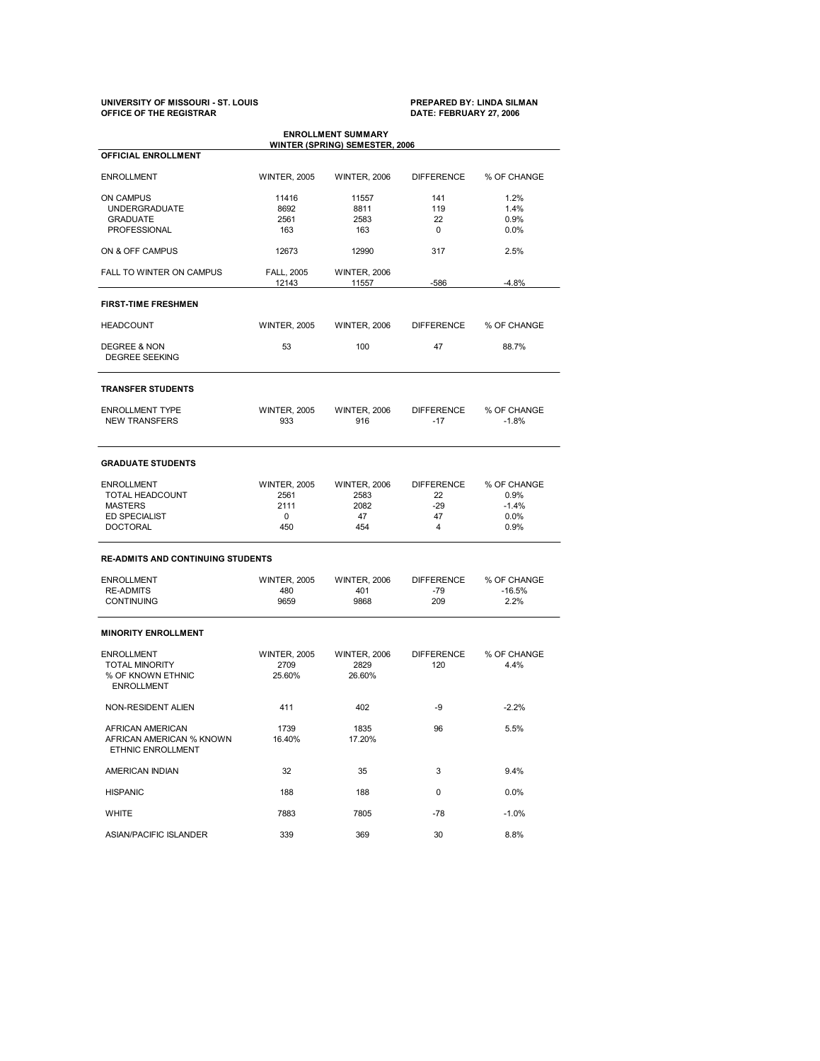**UNIVERSITY OF MISSOURI - ST. LOUIS**
**OFFICE OF THE REGISTRAR**

**PREPARED BY: LINDA SILMAN**
**DATE: FEBRUARY 27, 2006**

## ENROLLMENT SUMMARY
## WINTER (SPRING) SEMESTER, 2006

### OFFICIAL ENROLLMENT

| ENROLLMENT | WINTER, 2005 | WINTER, 2006 | DIFFERENCE | % OF CHANGE |
|---|---|---|---|---|
| ON CAMPUS | 11416 | 11557 | 141 | 1.2% |
| UNDERGRADUATE | 8692 | 8811 | 119 | 1.4% |
| GRADUATE | 2561 | 2583 | 22 | 0.9% |
| PROFESSIONAL | 163 | 163 | 0 | 0.0% |
| ON & OFF CAMPUS | 12673 | 12990 | 317 | 2.5% |
| FALL TO WINTER ON CAMPUS | FALL, 2005 | WINTER, 2006 | | |
| | 12143 | 11557 | -586 | -4.8% |

### FIRST-TIME FRESHMEN

| HEADCOUNT | WINTER, 2005 | WINTER, 2006 | DIFFERENCE | % OF CHANGE |
|---|---|---|---|---|
| DEGREE & NON DEGREE SEEKING | 53 | 100 | 47 | 88.7% |

### TRANSFER STUDENTS

| ENROLLMENT TYPE | WINTER, 2005 | WINTER, 2006 | DIFFERENCE | % OF CHANGE |
|---|---|---|---|---|
| NEW TRANSFERS | 933 | 916 | -17 | -1.8% |

### GRADUATE STUDENTS

| ENROLLMENT | WINTER, 2005 | WINTER, 2006 | DIFFERENCE | % OF CHANGE |
|---|---|---|---|---|
| TOTAL HEADCOUNT | 2561 | 2583 | 22 | 0.9% |
| MASTERS | 2111 | 2082 | -29 | -1.4% |
| ED SPECIALIST | 0 | 47 | 47 | 0.0% |
| DOCTORAL | 450 | 454 | 4 | 0.9% |

### RE-ADMITS AND CONTINUING STUDENTS

| ENROLLMENT | WINTER, 2005 | WINTER, 2006 | DIFFERENCE | % OF CHANGE |
|---|---|---|---|---|
| RE-ADMITS | 480 | 401 | -79 | -16.5% |
| CONTINUING | 9659 | 9868 | 209 | 2.2% |

### MINORITY ENROLLMENT

| ENROLLMENT | WINTER, 2005 | WINTER, 2006 | DIFFERENCE | % OF CHANGE |
|---|---|---|---|---|
| TOTAL MINORITY | 2709 | 2829 | 120 | 4.4% |
| % OF KNOWN ETHNIC ENROLLMENT | 25.60% | 26.60% | | |
| NON-RESIDENT ALIEN | 411 | 402 | -9 | -2.2% |
| AFRICAN AMERICAN | 1739 | 1835 | 96 | 5.5% |
| AFRICAN AMERICAN % KNOWN ETHNIC ENROLLMENT | 16.40% | 17.20% | | |
| AMERICAN INDIAN | 32 | 35 | 3 | 9.4% |
| HISPANIC | 188 | 188 | 0 | 0.0% |
| WHITE | 7883 | 7805 | -78 | -1.0% |
| ASIAN/PACIFIC ISLANDER | 339 | 369 | 30 | 8.8% |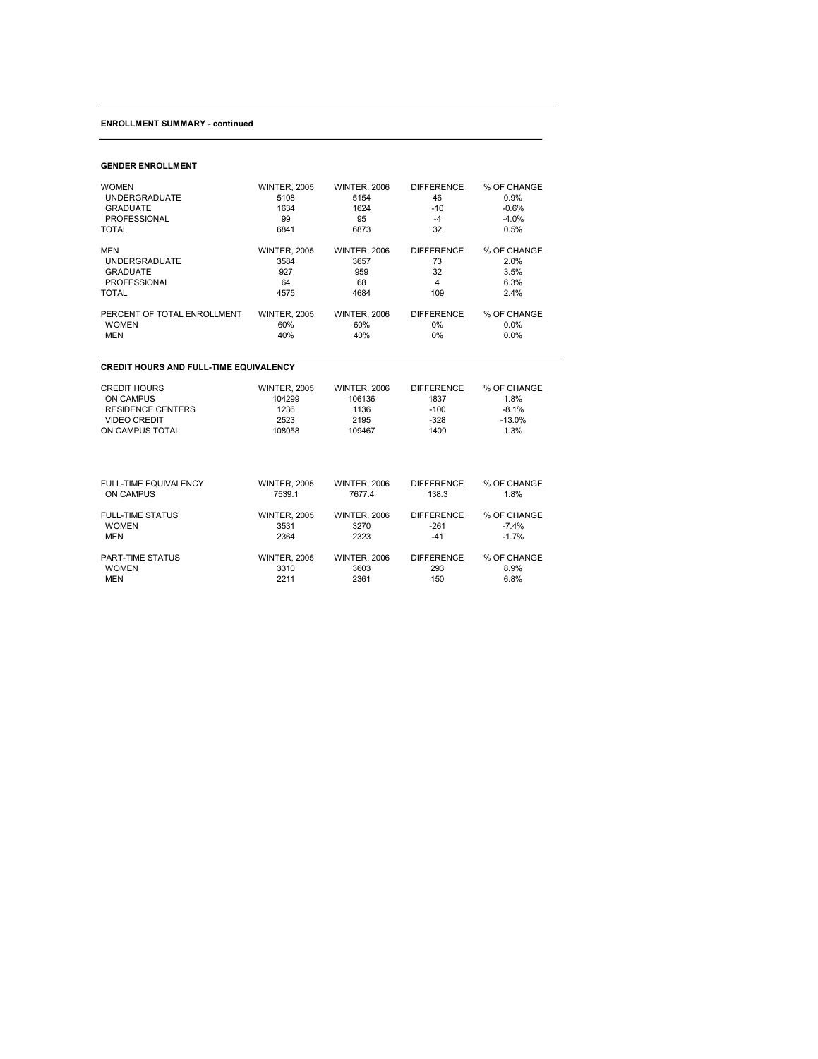**ENROLLMENT SUMMARY - continued**

**GENDER ENROLLMENT**

| WOMEN | WINTER, 2005 | WINTER, 2006 | DIFFERENCE | % OF CHANGE |
|---|---|---|---|---|
| UNDERGRADUATE | 5108 | 5154 | 46 | 0.9% |
| GRADUATE | 1634 | 1624 | -10 | -0.6% |
| PROFESSIONAL | 99 | 95 | -4 | -4.0% |
| TOTAL | 6841 | 6873 | 32 | 0.5% |

| MEN | WINTER, 2005 | WINTER, 2006 | DIFFERENCE | % OF CHANGE |
|---|---|---|---|---|
| UNDERGRADUATE | 3584 | 3657 | 73 | 2.0% |
| GRADUATE | 927 | 959 | 32 | 3.5% |
| PROFESSIONAL | 64 | 68 | 4 | 6.3% |
| TOTAL | 4575 | 4684 | 109 | 2.4% |

| PERCENT OF TOTAL ENROLLMENT | WINTER, 2005 | WINTER, 2006 | DIFFERENCE | % OF CHANGE |
|---|---|---|---|---|
| WOMEN | 60% | 60% | 0% | 0.0% |
| MEN | 40% | 40% | 0% | 0.0% |

**CREDIT HOURS AND FULL-TIME EQUIVALENCY**

| CREDIT HOURS | WINTER, 2005 | WINTER, 2006 | DIFFERENCE | % OF CHANGE |
|---|---|---|---|---|
| ON CAMPUS | 104299 | 106136 | 1837 | 1.8% |
| RESIDENCE CENTERS | 1236 | 1136 | -100 | -8.1% |
| VIDEO CREDIT | 2523 | 2195 | -328 | -13.0% |
| ON CAMPUS TOTAL | 108058 | 109467 | 1409 | 1.3% |

| FULL-TIME EQUIVALENCY | WINTER, 2005 | WINTER, 2006 | DIFFERENCE | % OF CHANGE |
|---|---|---|---|---|
| ON CAMPUS | 7539.1 | 7677.4 | 138.3 | 1.8% |

| FULL-TIME STATUS | WINTER, 2005 | WINTER, 2006 | DIFFERENCE | % OF CHANGE |
|---|---|---|---|---|
| WOMEN | 3531 | 3270 | -261 | -7.4% |
| MEN | 2364 | 2323 | -41 | -1.7% |

| PART-TIME STATUS | WINTER, 2005 | WINTER, 2006 | DIFFERENCE | % OF CHANGE |
|---|---|---|---|---|
| WOMEN | 3310 | 3603 | 293 | 8.9% |
| MEN | 2211 | 2361 | 150 | 6.8% |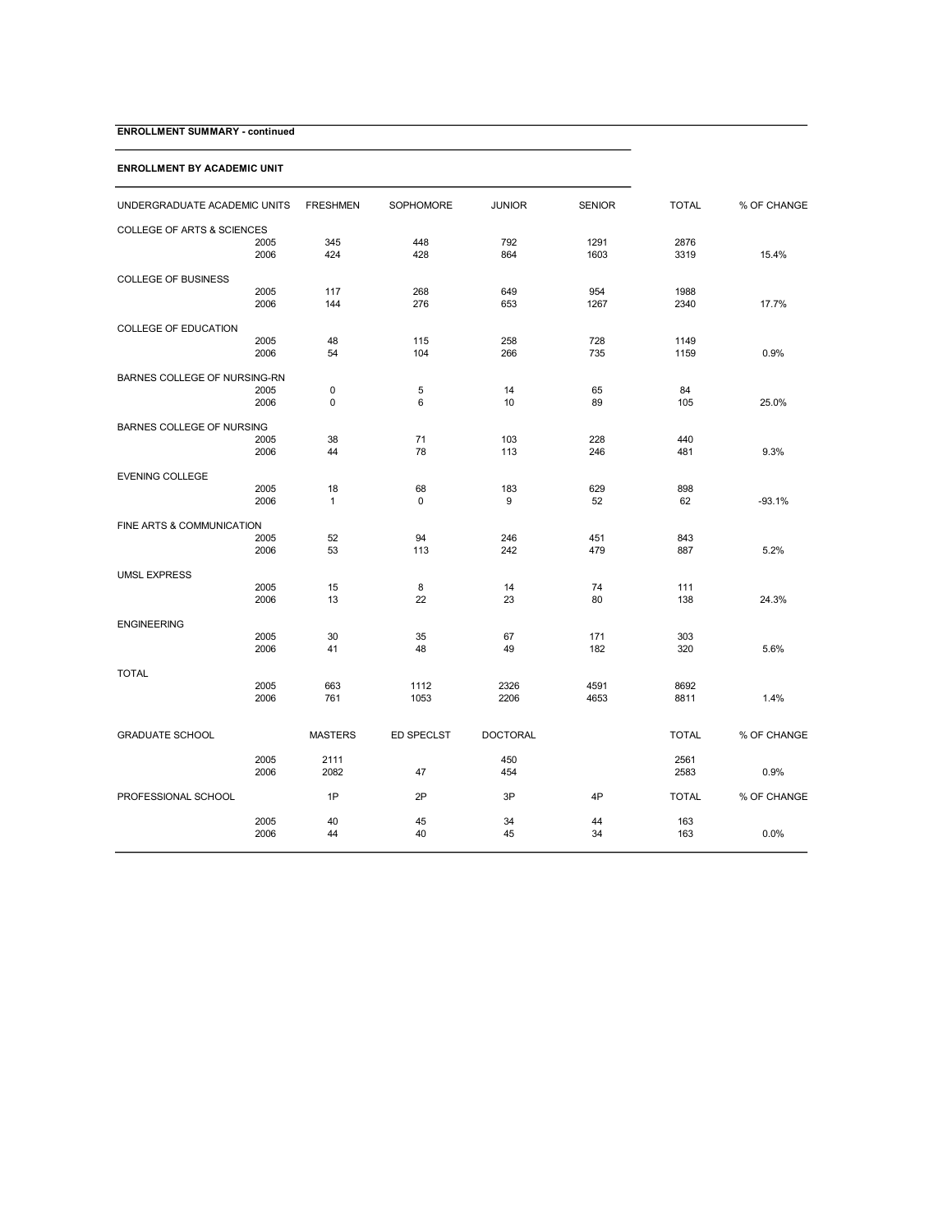**ENROLLMENT SUMMARY - continued**

**ENROLLMENT BY ACADEMIC UNIT**

| UNDERGRADUATE ACADEMIC UNITS | | FRESHMEN | SOPHOMORE | JUNIOR | SENIOR | TOTAL | % OF CHANGE |
|---|---|---|---|---|---|---|---|
| COLLEGE OF ARTS & SCIENCES | | | | | | | |
| | 2005 | 345 | 448 | 792 | 1291 | 2876 | |
| | 2006 | 424 | 428 | 864 | 1603 | 3319 | 15.4% |
| COLLEGE OF BUSINESS | | | | | | | |
| | 2005 | 117 | 268 | 649 | 954 | 1988 | |
| | 2006 | 144 | 276 | 653 | 1267 | 2340 | 17.7% |
| COLLEGE OF EDUCATION | | | | | | | |
| | 2005 | 48 | 115 | 258 | 728 | 1149 | |
| | 2006 | 54 | 104 | 266 | 735 | 1159 | 0.9% |
| BARNES COLLEGE OF NURSING-RN | | | | | | | |
| | 2005 | 0 | 5 | 14 | 65 | 84 | |
| | 2006 | 0 | 6 | 10 | 89 | 105 | 25.0% |
| BARNES COLLEGE OF NURSING | | | | | | | |
| | 2005 | 38 | 71 | 103 | 228 | 440 | |
| | 2006 | 44 | 78 | 113 | 246 | 481 | 9.3% |
| EVENING COLLEGE | | | | | | | |
| | 2005 | 18 | 68 | 183 | 629 | 898 | |
| | 2006 | 1 | 0 | 9 | 52 | 62 | -93.1% |
| FINE ARTS & COMMUNICATION | | | | | | | |
| | 2005 | 52 | 94 | 246 | 451 | 843 | |
| | 2006 | 53 | 113 | 242 | 479 | 887 | 5.2% |
| UMSL EXPRESS | | | | | | | |
| | 2005 | 15 | 8 | 14 | 74 | 111 | |
| | 2006 | 13 | 22 | 23 | 80 | 138 | 24.3% |
| ENGINEERING | | | | | | | |
| | 2005 | 30 | 35 | 67 | 171 | 303 | |
| | 2006 | 41 | 48 | 49 | 182 | 320 | 5.6% |
| TOTAL | | | | | | | |
| | 2005 | 663 | 1112 | 2326 | 4591 | 8692 | |
| | 2006 | 761 | 1053 | 2206 | 4653 | 8811 | 1.4% |

| GRADUATE SCHOOL | | MASTERS | ED SPECLST | DOCTORAL | | TOTAL | % OF CHANGE |
|---|---|---|---|---|---|---|---|
| | 2005 | 2111 | | 450 | | 2561 | |
| | 2006 | 2082 | 47 | 454 | | 2583 | 0.9% |

| PROFESSIONAL SCHOOL | | 1P | 2P | 3P | 4P | TOTAL | % OF CHANGE |
|---|---|---|---|---|---|---|---|
| | 2005 | 40 | 45 | 34 | 44 | 163 | |
| | 2006 | 44 | 40 | 45 | 34 | 163 | 0.0% |